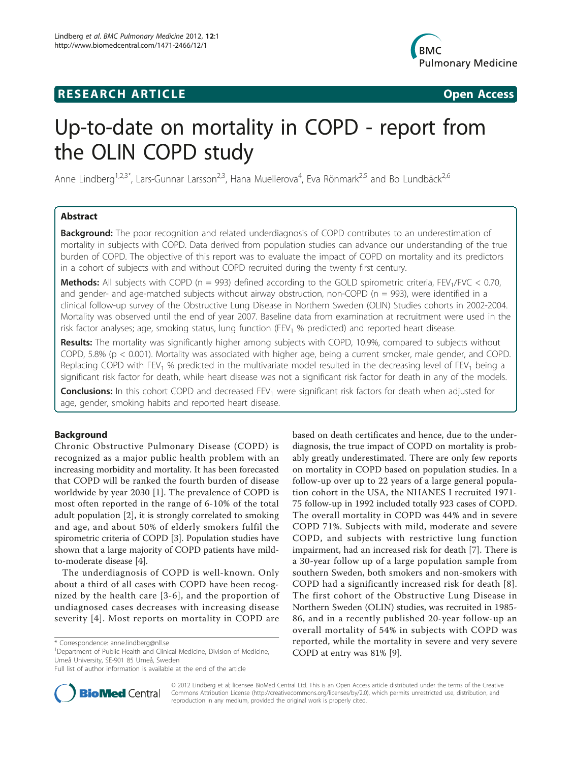**RESEARCH ARTICLE** **Open Access**

# Up-to-date on mortality in COPD - report from the OLIN COPD study

Anne Lindberg[1,2,3*], Lars-Gunnar Larsson[2,3], Hana Muellerova[4], Eva Rönmark[2,5] and Bo Lundbäck[2,6]

## Abstract

**Background:** The poor recognition and related underdiagnosis of COPD contributes to an underestimation of mortality in subjects with COPD. Data derived from population studies can advance our understanding of the true burden of COPD. The objective of this report was to evaluate the impact of COPD on mortality and its predictors in a cohort of subjects with and without COPD recruited during the twenty first century.

**Methods:** All subjects with COPD (n = 993) defined according to the GOLD spirometric criteria, $FEV_1/FVC < 0.70$, and gender- and age-matched subjects without airway obstruction, non-COPD (n = 993), were identified in a clinical follow-up survey of the Obstructive Lung Disease in Northern Sweden (OLIN) Studies cohorts in 2002-2004. Mortality was observed until the end of year 2007. Baseline data from examination at recruitment were used in the risk factor analyses; age, smoking status, lung function ($FEV_1$ % predicted) and reported heart disease.

**Results:** The mortality was significantly higher among subjects with COPD, 10.9%, compared to subjects without COPD, 5.8% ($p < 0.001$). Mortality was associated with higher age, being a current smoker, male gender, and COPD. Replacing COPD with $FEV_1$ % predicted in the multivariate model resulted in the decreasing level of $FEV_1$ being a significant risk factor for death, while heart disease was not a significant risk factor for death in any of the models.

**Conclusions:** In this cohort COPD and decreased $FEV_1$ were significant risk factors for death when adjusted for age, gender, smoking habits and reported heart disease.

## Background

Chronic Obstructive Pulmonary Disease (COPD) is recognized as a major public health problem with an increasing morbidity and mortality. It has been forecasted that COPD will be ranked the fourth burden of disease worldwide by year 2030 [1]. The prevalence of COPD is most often reported in the range of 6-10% of the total adult population [2], it is strongly correlated to smoking and age, and about 50% of elderly smokers fulfil the spirometric criteria of COPD [3]. Population studies have shown that a large majority of COPD patients have mild-to-moderate disease [4].

The underdiagnosis of COPD is well-known. Only about a third of all cases with COPD have been recognized by the health care [3-6], and the proportion of undiagnosed cases decreases with increasing disease severity [4]. Most reports on mortality in COPD are based on death certificates and hence, due to the underdiagnosis, the true impact of COPD on mortality is probably greatly underestimated. There are only few reports on mortality in COPD based on population studies. In a follow-up over up to 22 years of a large general population cohort in the USA, the NHANES I recruited 1971-75 follow-up in 1992 included totally 923 cases of COPD. The overall mortality in COPD was 44% and in severe COPD 71%. Subjects with mild, moderate and severe COPD, and subjects with restrictive lung function impairment, had an increased risk for death [7]. There is a 30-year follow up of a large population sample from southern Sweden, both smokers and non-smokers with COPD had a significantly increased risk for death [8]. The first cohort of the Obstructive Lung Disease in Northern Sweden (OLIN) studies, was recruited in 1985-86, and in a recently published 20-year follow-up an overall mortality of 54% in subjects with COPD was reported, while the mortality in severe and very severe COPD at entry was 81% [9].

\* Correspondence: anne.lindberg@nll.se
[1]Department of Public Health and Clinical Medicine, Division of Medicine, Umeå University, SE-901 85 Umeå, Sweden
Full list of author information is available at the end of the article

© 2012 Lindberg et al; licensee BioMed Central Ltd. This is an Open Access article distributed under the terms of the Creative Commons Attribution License (http://creativecommons.org/licenses/by/2.0), which permits unrestricted use, distribution, and reproduction in any medium, provided the original work is properly cited.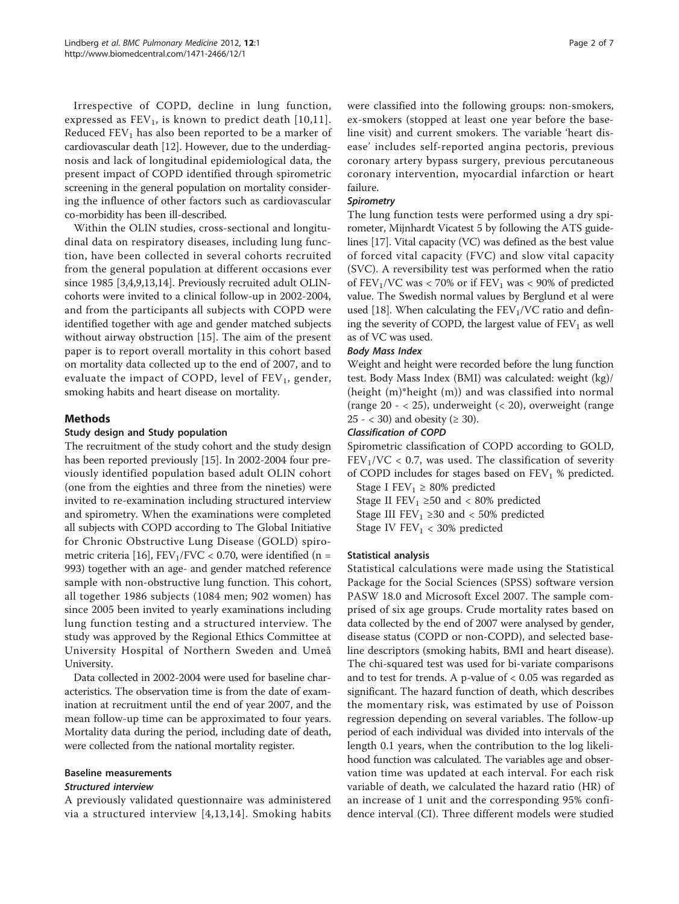Irrespective of COPD, decline in lung function, expressed as $FEV_1$, is known to predict death [10,11]. Reduced $FEV_1$ has also been reported to be a marker of cardiovascular death [12]. However, due to the underdiagnosis and lack of longitudinal epidemiological data, the present impact of COPD identified through spirometric screening in the general population on mortality considering the influence of other factors such as cardiovascular co-morbidity has been ill-described.

Within the OLIN studies, cross-sectional and longitudinal data on respiratory diseases, including lung function, have been collected in several cohorts recruited from the general population at different occasions ever since 1985 [3,4,9,13,14]. Previously recruited adult OLIN-cohorts were invited to a clinical follow-up in 2002-2004, and from the participants all subjects with COPD were identified together with age and gender matched subjects without airway obstruction [15]. The aim of the present paper is to report overall mortality in this cohort based on mortality data collected up to the end of 2007, and to evaluate the impact of COPD, level of $FEV_1$, gender, smoking habits and heart disease on mortality.

## Methods

### Study design and Study population

The recruitment of the study cohort and the study design has been reported previously [15]. In 2002-2004 four previously identified population based adult OLIN cohort (one from the eighties and three from the nineties) were invited to re-examination including structured interview and spirometry. When the examinations were completed all subjects with COPD according to The Global Initiative for Chronic Obstructive Lung Disease (GOLD) spirometric criteria [16], $FEV_1/FVC < 0.70$, were identified (n = 993) together with an age- and gender matched reference sample with non-obstructive lung function. This cohort, all together 1986 subjects (1084 men; 902 women) has since 2005 been invited to yearly examinations including lung function testing and a structured interview. The study was approved by the Regional Ethics Committee at University Hospital of Northern Sweden and Umeå University.

Data collected in 2002-2004 were used for baseline characteristics. The observation time is from the date of examination at recruitment until the end of year 2007, and the mean follow-up time can be approximated to four years. Mortality data during the period, including date of death, were collected from the national mortality register.

### Baseline measurements

#### *Structured interview*

A previously validated questionnaire was administered via a structured interview [4,13,14]. Smoking habits were classified into the following groups: non-smokers, ex-smokers (stopped at least one year before the baseline visit) and current smokers. The variable 'heart disease' includes self-reported angina pectoris, previous coronary artery bypass surgery, previous percutaneous coronary intervention, myocardial infarction or heart failure.

#### *Spirometry*

The lung function tests were performed using a dry spirometer, Mijnhardt Vicatest 5 by following the ATS guidelines [17]. Vital capacity (VC) was defined as the best value of forced vital capacity (FVC) and slow vital capacity (SVC). A reversibility test was performed when the ratio of $FEV_1/VC$ was < 70% or if $FEV_1$ was < 90% of predicted value. The Swedish normal values by Berglund et al were used [18]. When calculating the $FEV_1/VC$ ratio and defining the severity of COPD, the largest value of $FEV_1$ as well as of VC was used.

#### *Body Mass Index*

Weight and height were recorded before the lung function test. Body Mass Index (BMI) was calculated: weight (kg)/ (height (m)*height (m)) and was classified into normal (range 20 - < 25), underweight (< 20), overweight (range 25 - < 30) and obesity (≥ 30).

#### *Classification of COPD*

Spirometric classification of COPD according to GOLD, $FEV_1/VC < 0.7$, was used. The classification of severity of COPD includes for stages based on $FEV_1$ % predicted.

Stage I $FEV_1 \geq 80\%$ predicted

Stage II $FEV_1 \geq 50$ and < 80% predicted

Stage III $FEV_1 \geq 30$ and < 50% predicted

Stage IV $FEV_1 < 30\%$ predicted

### Statistical analysis

Statistical calculations were made using the Statistical Package for the Social Sciences (SPSS) software version PASW 18.0 and Microsoft Excel 2007. The sample comprised of six age groups. Crude mortality rates based on data collected by the end of 2007 were analysed by gender, disease status (COPD or non-COPD), and selected baseline descriptors (smoking habits, BMI and heart disease). The chi-squared test was used for bi-variate comparisons and to test for trends. A p-value of < 0.05 was regarded as significant. The hazard function of death, which describes the momentary risk, was estimated by use of Poisson regression depending on several variables. The follow-up period of each individual was divided into intervals of the length 0.1 years, when the contribution to the log likelihood function was calculated. The variables age and observation time was updated at each interval. For each risk variable of death, we calculated the hazard ratio (HR) of an increase of 1 unit and the corresponding 95% confidence interval (CI). Three different models were studied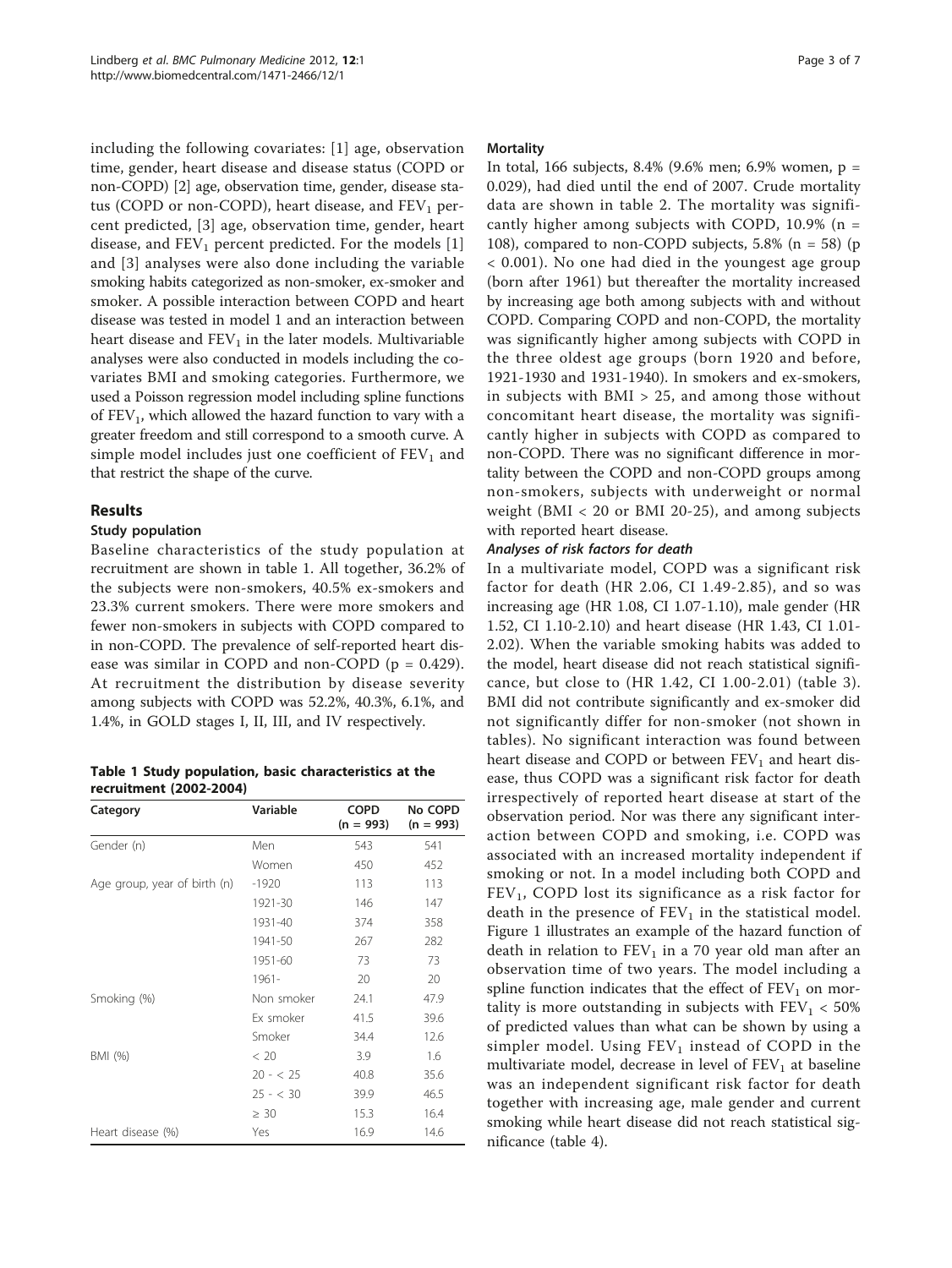including the following covariates: [1] age, observation time, gender, heart disease and disease status (COPD or non-COPD) [2] age, observation time, gender, disease status (COPD or non-COPD), heart disease, and $FEV_1$ percent predicted, [3] age, observation time, gender, heart disease, and $FEV_1$ percent predicted. For the models [1] and [3] analyses were also done including the variable smoking habits categorized as non-smoker, ex-smoker and smoker. A possible interaction between COPD and heart disease was tested in model 1 and an interaction between heart disease and $FEV_1$ in the later models. Multivariable analyses were also conducted in models including the covariates BMI and smoking categories. Furthermore, we used a Poisson regression model including spline functions of $FEV_1$, which allowed the hazard function to vary with a greater freedom and still correspond to a smooth curve. A simple model includes just one coefficient of $FEV_1$ and that restrict the shape of the curve.

## Results

### Study population

Baseline characteristics of the study population at recruitment are shown in table 1. All together, 36.2% of the subjects were non-smokers, 40.5% ex-smokers and 23.3% current smokers. There were more smokers and fewer non-smokers in subjects with COPD compared to in non-COPD. The prevalence of self-reported heart disease was similar in COPD and non-COPD ($p = 0.429$). At recruitment the distribution by disease severity among subjects with COPD was 52.2%, 40.3%, 6.1%, and 1.4%, in GOLD stages I, II, III, and IV respectively.

**Table 1 Study population, basic characteristics at the recruitment (2002-2004)**

| Category | Variable | COPD (n = 993) | No COPD (n = 993) |
| --- | --- | --- | --- |
| Gender (n) | Men | 543 | 541 |
| | Women | 450 | 452 |
| Age group, year of birth (n) | -1920 | 113 | 113 |
| | 1921-30 | 146 | 147 |
| | 1931-40 | 374 | 358 |
| | 1941-50 | 267 | 282 |
| | 1951-60 | 73 | 73 |
| | 1961- | 20 | 20 |
| Smoking (%) | Non smoker | 24.1 | 47.9 |
| | Ex smoker | 41.5 | 39.6 |
| | Smoker | 34.4 | 12.6 |
| BMI (%) | < 20 | 3.9 | 1.6 |
| | 20 - < 25 | 40.8 | 35.6 |
| | 25 - < 30 | 39.9 | 46.5 |
| | ≥ 30 | 15.3 | 16.4 |
| Heart disease (%) | Yes | 16.9 | 14.6 |

### Mortality

In total, 166 subjects, 8.4% (9.6% men; 6.9% women, $p = 0.029$), had died until the end of 2007. Crude mortality data are shown in table 2. The mortality was significantly higher among subjects with COPD, 10.9% (n = 108), compared to non-COPD subjects, 5.8% (n = 58) ($p < 0.001$). No one had died in the youngest age group (born after 1961) but thereafter the mortality increased by increasing age both among subjects with and without COPD. Comparing COPD and non-COPD, the mortality was significantly higher among subjects with COPD in the three oldest age groups (born 1920 and before, 1921-1930 and 1931-1940). In smokers and ex-smokers, in subjects with BMI > 25, and among those without concomitant heart disease, the mortality was significantly higher in subjects with COPD as compared to non-COPD. There was no significant difference in mortality between the COPD and non-COPD groups among non-smokers, subjects with underweight or normal weight (BMI < 20 or BMI 20-25), and among subjects with reported heart disease.

#### *Analyses of risk factors for death*

In a multivariate model, COPD was a significant risk factor for death (HR 2.06, CI 1.49-2.85), and so was increasing age (HR 1.08, CI 1.07-1.10), male gender (HR 1.52, CI 1.10-2.10) and heart disease (HR 1.43, CI 1.01-2.02). When the variable smoking habits was added to the model, heart disease did not reach statistical significance, but close to (HR 1.42, CI 1.00-2.01) (table 3). BMI did not contribute significantly and ex-smoker did not significantly differ for non-smoker (not shown in tables). No significant interaction was found between heart disease and COPD or between $FEV_1$ and heart disease, thus COPD was a significant risk factor for death irrespectively of reported heart disease at start of the observation period. Nor was there any significant interaction between COPD and smoking, i.e. COPD was associated with an increased mortality independent if smoking or not. In a model including both COPD and $FEV_1$, COPD lost its significance as a risk factor for death in the presence of $FEV_1$ in the statistical model. Figure 1 illustrates an example of the hazard function of death in relation to $FEV_1$ in a 70 year old man after an observation time of two years. The model including a spline function indicates that the effect of $FEV_1$ on mortality is more outstanding in subjects with $FEV_1$ < 50% of predicted values than what can be shown by using a simpler model. Using $FEV_1$ instead of COPD in the multivariate model, decrease in level of $FEV_1$ at baseline was an independent significant risk factor for death together with increasing age, male gender and current smoking while heart disease did not reach statistical significance (table 4).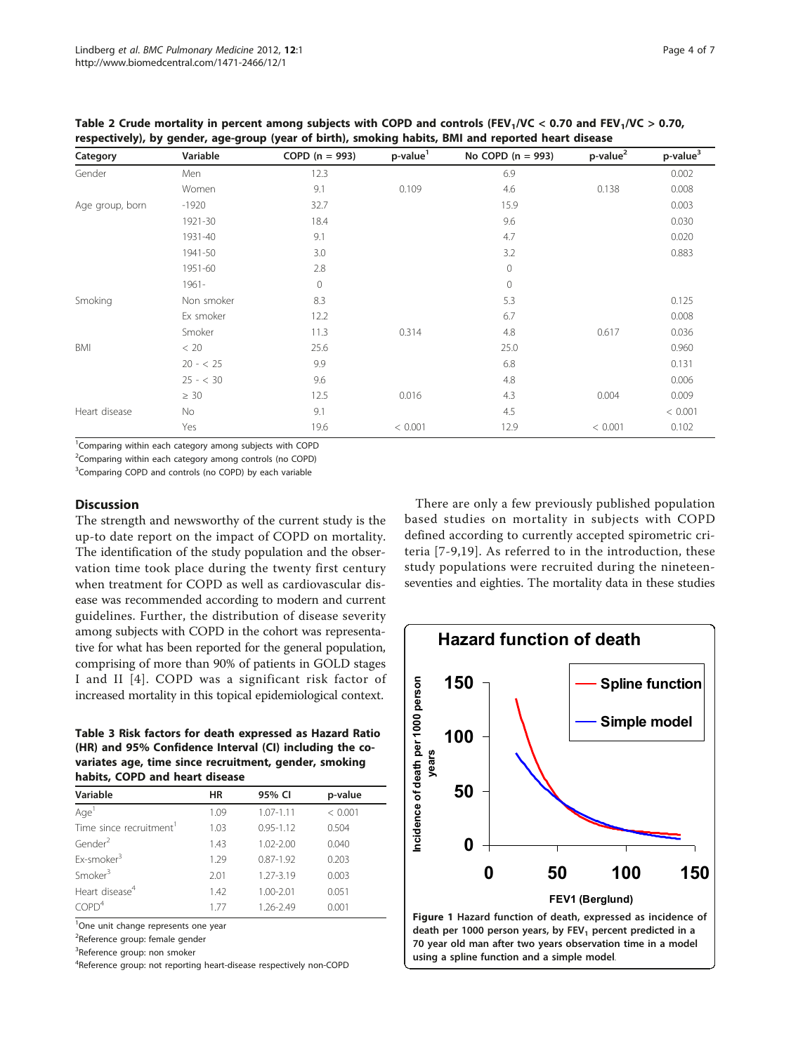**Table 2 Crude mortality in percent among subjects with COPD and controls ($FEV_1/VC < 0.70$ and $FEV_1/VC > 0.70$, respectively), by gender, age-group (year of birth), smoking habits, BMI and reported heart disease**

| Category | Variable | COPD (n = 993) | p-value[1] | No COPD (n = 993) | p-value[2] | p-value[3] |
|---|---|---|---|---|---|---|
| Gender | Men | 12.3 | | 6.9 | | 0.002 |
| | Women | 9.1 | 0.109 | 4.6 | 0.138 | 0.008 |
| Age group, born | -1920 | 32.7 | | 15.9 | | 0.003 |
| | 1921-30 | 18.4 | | 9.6 | | 0.030 |
| | 1931-40 | 9.1 | | 4.7 | | 0.020 |
| | 1941-50 | 3.0 | | 3.2 | | 0.883 |
| | 1951-60 | 2.8 | | 0 | | |
| | 1961- | 0 | | 0 | | |
| Smoking | Non smoker | 8.3 | | 5.3 | | 0.125 |
| | Ex smoker | 12.2 | | 6.7 | | 0.008 |
| | Smoker | 11.3 | 0.314 | 4.8 | 0.617 | 0.036 |
| BMI | < 20 | 25.6 | | 25.0 | | 0.960 |
| | 20 - < 25 | 9.9 | | 6.8 | | 0.131 |
| | 25 - < 30 | 9.6 | | 4.8 | | 0.006 |
| | ≥ 30 | 12.5 | 0.016 | 4.3 | 0.004 | 0.009 |
| Heart disease | No | 9.1 | | 4.5 | | < 0.001 |
| | Yes | 19.6 | < 0.001 | 12.9 | < 0.001 | 0.102 |

[1]Comparing within each category among subjects with COPD

[2]Comparing within each category among controls (no COPD)

[3]Comparing COPD and controls (no COPD) by each variable

## Discussion

The strength and newsworthy of the current study is the up-to date report on the impact of COPD on mortality. The identification of the study population and the observation time took place during the twenty first century when treatment for COPD as well as cardiovascular disease was recommended according to modern and current guidelines. Further, the distribution of disease severity among subjects with COPD in the cohort was representative for what has been reported for the general population, comprising of more than 90% of patients in GOLD stages I and II [4]. COPD was a significant risk factor of increased mortality in this topical epidemiological context.

**Table 3 Risk factors for death expressed as Hazard Ratio (HR) and 95% Confidence Interval (CI) including the co-variates age, time since recruitment, gender, smoking habits, COPD and heart disease**

| Variable | HR | 95% CI | p-value |
|---|---|---|---|
| Age[1] | 1.09 | 1.07-1.11 | < 0.001 |
| Time since recruitment[1] | 1.03 | 0.95-1.12 | 0.504 |
| Gender[2] | 1.43 | 1.02-2.00 | 0.040 |
| Ex-smoker[3] | 1.29 | 0.87-1.92 | 0.203 |
| Smoker[3] | 2.01 | 1.27-3.19 | 0.003 |
| Heart disease[4] | 1.42 | 1.00-2.01 | 0.051 |
| COPD[4] | 1.77 | 1.26-2.49 | 0.001 |

[1]One unit change represents one year

[2]Reference group: female gender

[3]Reference group: non smoker

[4]Reference group: not reporting heart-disease respectively non-COPD

There are only a few previously published population based studies on mortality in subjects with COPD defined according to currently accepted spirometric criteria [7-9,19]. As referred to in the introduction, these study populations were recruited during the nineteen-seventies and eighties. The mortality data in these studies

**Figure 1** Hazard function of death, expressed as incidence of death per 1000 person years, by $FEV_1$ percent predicted in a 70 year old man after two years observation time in a model using a spline function and a simple model.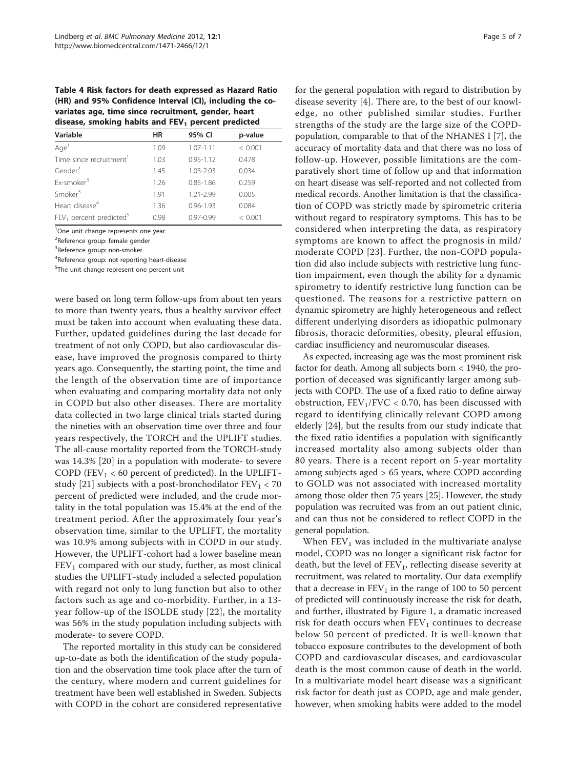**Table 4 Risk factors for death expressed as Hazard Ratio (HR) and 95% Confidence Interval (CI), including the co-variates age, time since recruitment, gender, heart disease, smoking habits and $FEV_1$ percent predicted**

| Variable | HR | 95% CI | p-value |
|---|---|---|---|
| Age[1] | 1.09 | 1.07-1.11 | < 0.001 |
| Time since recruitment[1] | 1.03 | 0.95-1.12 | 0.478 |
| Gender[2] | 1.45 | 1.03-2.03 | 0.034 |
| Ex-smoker[3] | 1.26 | 0.85-1.86 | 0.259 |
| Smoker[3] | 1.91 | 1.21-2.99 | 0.005 |
| Heart disease[4] | 1.36 | 0.96-1.93 | 0.084 |
| $FEV_1$ percent predicted[5] | 0.98 | 0.97-0.99 | < 0.001 |

[1]One unit change represents one year

[2]Reference group: female gender

[3]Reference group: non-smoker

[4]Reference group: not reporting heart-disease

[5]The unit change represent one percent unit

were based on long term follow-ups from about ten years to more than twenty years, thus a healthy survivor effect must be taken into account when evaluating these data. Further, updated guidelines during the last decade for treatment of not only COPD, but also cardiovascular disease, have improved the prognosis compared to thirty years ago. Consequently, the starting point, the time and the length of the observation time are of importance when evaluating and comparing mortality data not only in COPD but also other diseases. There are mortality data collected in two large clinical trials started during the nineties with an observation time over three and four years respectively, the TORCH and the UPLIFT studies. The all-cause mortality reported from the TORCH-study was 14.3% [20] in a population with moderate- to severe COPD ($FEV_1$ < 60 percent of predicted). In the UPLIFT-study [21] subjects with a post-bronchodilator $FEV_1$ < 70 percent of predicted were included, and the crude mortality in the total population was 15.4% at the end of the treatment period. After the approximately four year's observation time, similar to the UPLIFT, the mortality was 10.9% among subjects with in COPD in our study. However, the UPLIFT-cohort had a lower baseline mean $FEV_1$ compared with our study, further, as most clinical studies the UPLIFT-study included a selected population with regard not only to lung function but also to other factors such as age and co-morbidity. Further, in a 13-year follow-up of the ISOLDE study [22], the mortality was 56% in the study population including subjects with moderate- to severe COPD.

The reported mortality in this study can be considered up-to-date as both the identification of the study population and the observation time took place after the turn of the century, where modern and current guidelines for treatment have been well established in Sweden. Subjects with COPD in the cohort are considered representative for the general population with regard to distribution by disease severity [4]. There are, to the best of our knowledge, no other published similar studies. Further strengths of the study are the large size of the COPD-population, comparable to that of the NHANES I [7], the accuracy of mortality data and that there was no loss of follow-up. However, possible limitations are the comparatively short time of follow up and that information on heart disease was self-reported and not collected from medical records. Another limitation is that the classification of COPD was strictly made by spirometric criteria without regard to respiratory symptoms. This has to be considered when interpreting the data, as respiratory symptoms are known to affect the prognosis in mild/moderate COPD [23]. Further, the non-COPD population did also include subjects with restrictive lung function impairment, even though the ability for a dynamic spirometry to identify restrictive lung function can be questioned. The reasons for a restrictive pattern on dynamic spirometry are highly heterogeneous and reflect different underlying disorders as idiopathic pulmonary fibrosis, thoracic deformities, obesity, pleural effusion, cardiac insufficiency and neuromuscular diseases.

As expected, increasing age was the most prominent risk factor for death. Among all subjects born < 1940, the proportion of deceased was significantly larger among subjects with COPD. The use of a fixed ratio to define airway obstruction, $FEV_1/FVC$ < 0.70, has been discussed with regard to identifying clinically relevant COPD among elderly [24], but the results from our study indicate that the fixed ratio identifies a population with significantly increased mortality also among subjects older than 80 years. There is a recent report on 5-year mortality among subjects aged > 65 years, where COPD according to GOLD was not associated with increased mortality among those older then 75 years [25]. However, the study population was recruited was from an out patient clinic, and can thus not be considered to reflect COPD in the general population.

When $FEV_1$ was included in the multivariate analyse model, COPD was no longer a significant risk factor for death, but the level of $FEV_1$, reflecting disease severity at recruitment, was related to mortality. Our data exemplify that a decrease in $FEV_1$ in the range of 100 to 50 percent of predicted will continuously increase the risk for death, and further, illustrated by Figure 1, a dramatic increased risk for death occurs when $FEV_1$ continues to decrease below 50 percent of predicted. It is well-known that tobacco exposure contributes to the development of both COPD and cardiovascular diseases, and cardiovascular death is the most common cause of death in the world. In a multivariate model heart disease was a significant risk factor for death just as COPD, age and male gender, however, when smoking habits were added to the model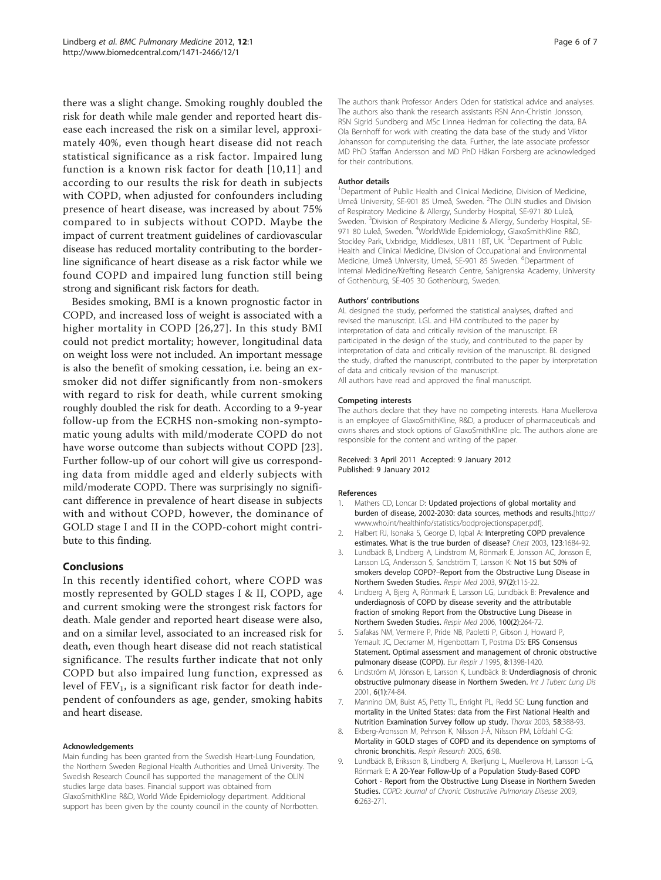there was a slight change. Smoking roughly doubled the risk for death while male gender and reported heart disease each increased the risk on a similar level, approximately 40%, even though heart disease did not reach statistical significance as a risk factor. Impaired lung function is a known risk factor for death [10,11] and according to our results the risk for death in subjects with COPD, when adjusted for confounders including presence of heart disease, was increased by about 75% compared to in subjects without COPD. Maybe the impact of current treatment guidelines of cardiovascular disease has reduced mortality contributing to the borderline significance of heart disease as a risk factor while we found COPD and impaired lung function still being strong and significant risk factors for death.

Besides smoking, BMI is a known prognostic factor in COPD, and increased loss of weight is associated with a higher mortality in COPD [26,27]. In this study BMI could not predict mortality; however, longitudinal data on weight loss were not included. An important message is also the benefit of smoking cessation, i.e. being an ex-smoker did not differ significantly from non-smokers with regard to risk for death, while current smoking roughly doubled the risk for death. According to a 9-year follow-up from the ECRHS non-smoking non-symptomatic young adults with mild/moderate COPD do not have worse outcome than subjects without COPD [23]. Further follow-up of our cohort will give us corresponding data from middle aged and elderly subjects with mild/moderate COPD. There was surprisingly no significant difference in prevalence of heart disease in subjects with and without COPD, however, the dominance of GOLD stage I and II in the COPD-cohort might contribute to this finding.

## Conclusions

In this recently identified cohort, where COPD was mostly represented by GOLD stages I & II, COPD, age and current smoking were the strongest risk factors for death. Male gender and reported heart disease were also, and on a similar level, associated to an increased risk for death, even though heart disease did not reach statistical significance. The results further indicate that not only COPD but also impaired lung function, expressed as level of $FEV_1$, is a significant risk factor for death independent of confounders as age, gender, smoking habits and heart disease.

#### Acknowledgements

Main funding has been granted from the Swedish Heart-Lung Foundation, the Northern Sweden Regional Health Authorities and Umeå University. The Swedish Research Council has supported the management of the OLIN studies large data bases. Financial support was obtained from GlaxoSmithKline R&D, World Wide Epidemiology department. Additional support has been given by the county council in the county of Norrbotten. The authors thank Professor Anders Oden for statistical advice and analyses. The authors also thank the research assistants RSN Ann-Christin Jonsson, RSN Sigrid Sundberg and MSc Linnea Hedman for collecting the data, BA Ola Bernhoff for work with creating the data base of the study and Viktor Johansson for computerising the data. Further, the late associate professor MD PhD Staffan Andersson and MD PhD Håkan Forsberg are acknowledged for their contributions.

#### Author details

[1]Department of Public Health and Clinical Medicine, Division of Medicine, Umeå University, SE-901 85 Umeå, Sweden. [2]The OLIN studies and Division of Respiratory Medicine & Allergy, Sunderby Hospital, SE-971 80 Luleå, Sweden. [3]Division of Respiratory Medicine & Allergy, Sunderby Hospital, SE-971 80 Luleå, Sweden. [4]WorldWide Epidemiology, GlaxoSmithKline R&D, Stockley Park, Uxbridge, Middlesex, UB11 1BT, UK. [5]Department of Public Health and Clinical Medicine, Division of Occupational and Environmental Medicine, Umeå University, Umeå, SE-901 85 Sweden. [6]Department of Internal Medicine/Krefting Research Centre, Sahlgrenska Academy, University of Gothenburg, SE-405 30 Gothenburg, Sweden.

#### Authors' contributions

AL designed the study, performed the statistical analyses, drafted and revised the manuscript. LGL and HM contributed to the paper by interpretation of data and critically revision of the manuscript. ER participated in the design of the study, and contributed to the paper by interpretation of data and critically revision of the manuscript. BL designed the study, drafted the manuscript, contributed to the paper by interpretation of data and critically revision of the manuscript.
All authors have read and approved the final manuscript.

#### Competing interests

The authors declare that they have no competing interests. Hana Muellerova is an employee of GlaxoSmithKline, R&D, a producer of pharmaceuticals and owns shares and stock options of GlaxoSmithKline plc. The authors alone are responsible for the content and writing of the paper.

Received: 3 April 2011 Accepted: 9 January 2012
Published: 9 January 2012

#### References

1. Mathers CD, Loncar D: **Updated projections of global mortality and burden of disease, 2002-2030: data sources, methods and results.**[http://www.who.int/healthinfo/statistics/bodprojectionspaper.pdf].
2. Halbert RJ, Isonaka S, George D, Iqbal A: **Interpreting COPD prevalence estimates. What is the true burden of disease?** *Chest* 2003, **123**:1684-92.
3. Lundbäck B, Lindberg A, Lindstrom M, Rönmark E, Jonsson AC, Jonsson E, Larsson LG, Andersson S, Sandström T, Larsson K: **Not 15 but 50% of smokers develop COPD?–Report from the Obstructive Lung Disease in Northern Sweden Studies.** *Respir Med* 2003, **97(2)**:115-22.
4. Lindberg A, Bjerg A, Rönmark E, Larsson LG, Lundbäck B: **Prevalence and underdiagnosis of COPD by disease severity and the attributable fraction of smoking Report from the Obstructive Lung Disease in Northern Sweden Studies.** *Respir Med* 2006, **100(2)**:264-72.
5. Siafakas NM, Vermeire P, Pride NB, Paoletti P, Gibson J, Howard P, Yernault JC, Decramer M, Higenbottam T, Postma DS: **ERS Consensus Statement. Optimal assessment and management of chronic obstructive pulmonary disease (COPD).** *Eur Respir J* 1995, **8**:1398-1420.
6. Lindström M, Jönsson E, Larsson K, Lundbäck B: **Underdiagnosis of chronic obstructive pulmonary disease in Northern Sweden.** *Int J Tuberc Lung Dis* 2001, **6(1)**:74-84.
7. Mannino DM, Buist AS, Petty TL, Enright PL, Redd SC: **Lung function and mortality in the United States: data from the First National Health and Nutrition Examination Survey follow up study.** *Thorax* 2003, **58**:388-93.
8. Ekberg-Aronsson M, Pehrson K, Nilsson J-Å, Nilsson PM, Löfdahl C-G: **Mortality in GOLD stages of COPD and its dependence on symptoms of chronic bronchitis.** *Respir Research* 2005, **6**:98.
9. Lundbäck B, Eriksson B, Lindberg A, Ekerljung L, Muellerova H, Larsson L-G, Rönmark E: **A 20-Year Follow-Up of a Population Study-Based COPD Cohort - Report from the Obstructive Lung Disease in Northern Sweden Studies.** *COPD: Journal of Chronic Obstructive Pulmonary Disease* 2009, **6**:263-271.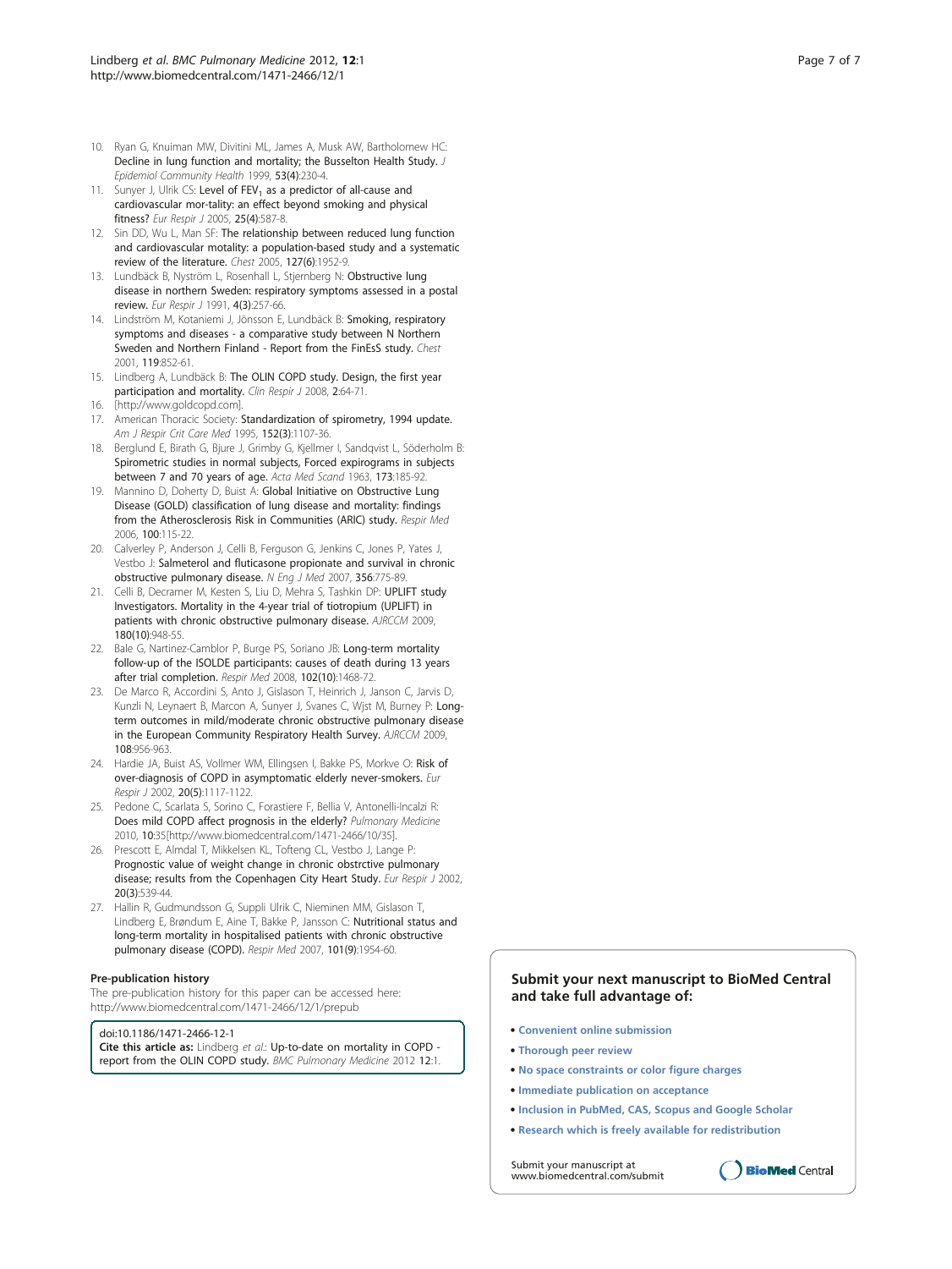10. Ryan G, Knuiman MW, Divitini ML, James A, Musk AW, Bartholomew HC: **Decline in lung function and mortality; the Busselton Health Study.** *J Epidemiol Community Health* 1999, **53(4)**:230-4.
11. Sunyer J, Ulrik CS: **Level of $FEV_1$ as a predictor of all-cause and cardiovascular mor-tality: an effect beyond smoking and physical fitness?** *Eur Respir J* 2005, **25(4)**:587-8.
12. Sin DD, Wu L, Man SF: **The relationship between reduced lung function and cardiovascular motality: a population-based study and a systematic review of the literature.** *Chest* 2005, **127(6)**:1952-9.
13. Lundbäck B, Nyström L, Rosenhall L, Stjernberg N: **Obstructive lung disease in northern Sweden: respiratory symptoms assessed in a postal review.** *Eur Respir J* 1991, **4(3)**:257-66.
14. Lindström M, Kotaniemi J, Jönsson E, Lundbäck B: **Smoking, respiratory symptoms and diseases - a comparative study between N Northern Sweden and Northern Finland - Report from the FinEsS study.** *Chest* 2001, **119**:852-61.
15. Lindberg A, Lundbäck B: **The OLIN COPD study. Design, the first year participation and mortality.** *Clin Respir J* 2008, **2**:64-71.
16. [http://www.goldcopd.com].
17. American Thoracic Society: **Standardization of spirometry, 1994 update.** *Am J Respir Crit Care Med* 1995, **152(3)**:1107-36.
18. Berglund E, Birath G, Bjure J, Grimby G, Kjellmer I, Sandqvist L, Söderholm B: **Spirometric studies in normal subjects, Forced expirograms in subjects between 7 and 70 years of age.** *Acta Med Scand* 1963, **173**:185-92.
19. Mannino D, Doherty D, Buist A: **Global Initiative on Obstructive Lung Disease (GOLD) classification of lung disease and mortality: findings from the Atherosclerosis Risk in Communities (ARIC) study.** *Respir Med* 2006, **100**:115-22.
20. Calverley P, Anderson J, Celli B, Ferguson G, Jenkins C, Jones P, Yates J, Vestbo J: **Salmeterol and fluticasone propionate and survival in chronic obstructive pulmonary disease.** *N Eng J Med* 2007, **356**:775-89.
21. Celli B, Decramer M, Kesten S, Liu D, Mehra S, Tashkin DP: **UPLIFT study Investigators. Mortality in the 4-year trial of tiotropium (UPLIFT) in patients with chronic obstructive pulmonary disease.** *AJRCCM* 2009, **180(10)**:948-55.
22. Bale G, Nartinez-Camblor P, Burge PS, Soriano JB: **Long-term mortality follow-up of the ISOLDE participants: causes of death during 13 years after trial completion.** *Respir Med* 2008, **102(10)**:1468-72.
23. De Marco R, Accordini S, Anto J, Gislason T, Heinrich J, Janson C, Jarvis D, Kunzli N, Leynaert B, Marcon A, Sunyer J, Svanes C, Wjst M, Burney P: **Long-term outcomes in mild/moderate chronic obstructive pulmonary disease in the European Community Respiratory Health Survey.** *AJRCCM* 2009, **108**:956-963.
24. Hardie JA, Buist AS, Vollmer WM, Ellingsen I, Bakke PS, Morkve O: **Risk of over-diagnosis of COPD in asymptomatic elderly never-smokers.** *Eur Respir J* 2002, **20(5)**:1117-1122.
25. Pedone C, Scarlata S, Sorino C, Forastiere F, Bellia V, Antonelli-Incalzi R: **Does mild COPD affect prognosis in the elderly?** *Pulmonary Medicine* 2010, **10**:35[http://www.biomedcentral.com/1471-2466/10/35].
26. Prescott E, Almdal T, Mikkelsen KL, Tofteng CL, Vestbo J, Lange P: **Prognostic value of weight change in chronic obstrctive pulmonary disease; results from the Copenhagen City Heart Study.** *Eur Respir J* 2002, **20(3)**:539-44.
27. Hallin R, Gudmundsson G, Suppli Ulrik C, Nieminen MM, Gislason T, Lindberg E, Brøndum E, Aine T, Bakke P, Jansson C: **Nutritional status and long-term mortality in hospitalised patients with chronic obstructive pulmonary disease (COPD).** *Respir Med* 2007, **101(9)**:1954-60.

### Pre-publication history

The pre-publication history for this paper can be accessed here:
http://www.biomedcentral.com/1471-2466/12/1/prepub

doi:10.1186/1471-2466-12-1
**Cite this article as:** Lindberg *et al.*: Up-to-date on mortality in COPD - report from the OLIN COPD study. *BMC Pulmonary Medicine* 2012 **12**:1.

**Submit your next manuscript to BioMed Central and take full advantage of:**

- Convenient online submission
- Thorough peer review
- No space constraints or color figure charges
- Immediate publication on acceptance
- Inclusion in PubMed, CAS, Scopus and Google Scholar
- Research which is freely available for redistribution

Submit your manuscript at
www.biomedcentral.com/submit

BioMed Central